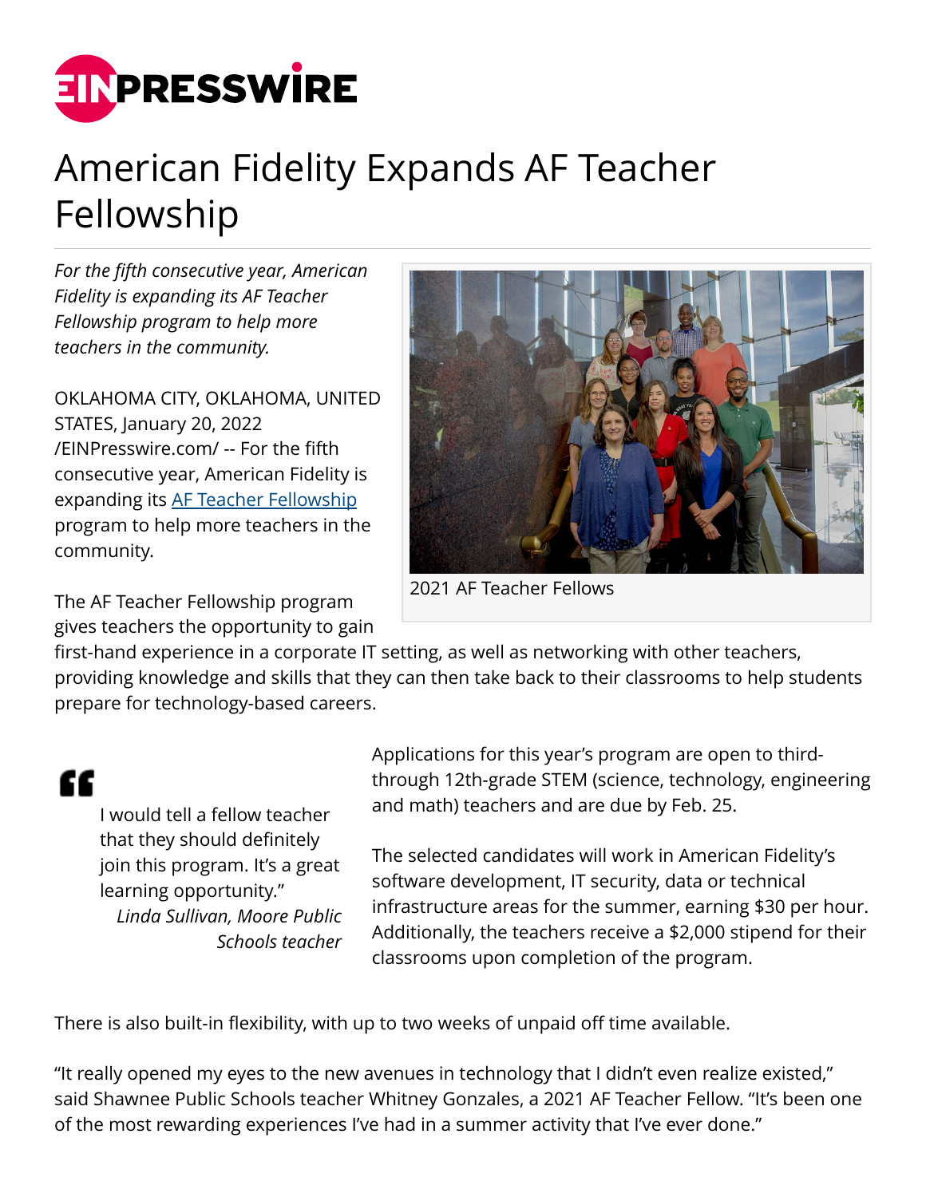# American Fidelity Expands AF Teacher Fellowship

*For the fifth consecutive year, American Fidelity is expanding its AF Teacher Fellowship program to help more teachers in the community.*

2021 AF Teacher Fellows

OKLAHOMA CITY, OKLAHOMA, UNITED STATES, January 20, 2022 /EINPresswire.com/ -- For the fifth consecutive year, American Fidelity is expanding its AF Teacher Fellowship program to help more teachers in the community.

The AF Teacher Fellowship program gives teachers the opportunity to gain first-hand experience in a corporate IT setting, as well as networking with other teachers, providing knowledge and skills that they can then take back to their classrooms to help students prepare for technology-based careers.

> I would tell a fellow teacher that they should definitely join this program. It's a great learning opportunity."
>
> *Linda Sullivan, Moore Public Schools teacher*

Applications for this year's program are open to third- through 12th-grade STEM (science, technology, engineering and math) teachers and are due by Feb. 25.

The selected candidates will work in American Fidelity's software development, IT security, data or technical infrastructure areas for the summer, earning $30 per hour. Additionally, the teachers receive a $2,000 stipend for their classrooms upon completion of the program.

There is also built-in flexibility, with up to two weeks of unpaid off time available.

"It really opened my eyes to the new avenues in technology that I didn't even realize existed," said Shawnee Public Schools teacher Whitney Gonzales, a 2021 AF Teacher Fellow. "It's been one of the most rewarding experiences I've had in a summer activity that I've ever done."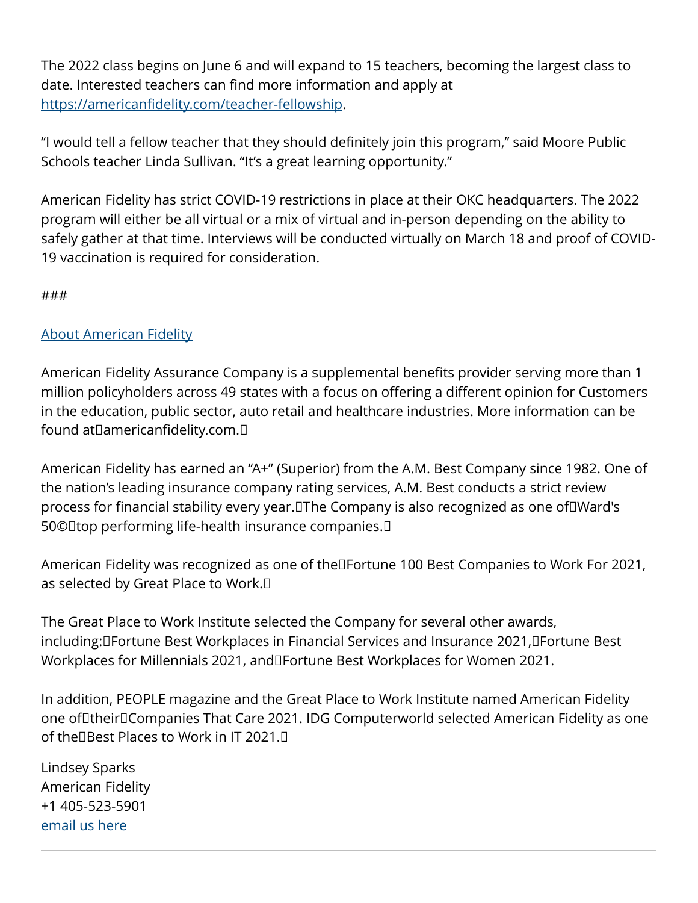The 2022 class begins on June 6 and will expand to 15 teachers, becoming the largest class to date. Interested teachers can find more information and apply at https://americanfidelity.com/teacher-fellowship.

“I would tell a fellow teacher that they should definitely join this program,” said Moore Public Schools teacher Linda Sullivan. “It’s a great learning opportunity.”

American Fidelity has strict COVID-19 restrictions in place at their OKC headquarters. The 2022 program will either be all virtual or a mix of virtual and in-person depending on the ability to safely gather at that time. Interviews will be conducted virtually on March 18 and proof of COVID-19 vaccination is required for consideration.

###

About American Fidelity

American Fidelity Assurance Company is a supplemental benefits provider serving more than 1 million policyholders across 49 states with a focus on offering a different opinion for Customers in the education, public sector, auto retail and healthcare industries. More information can be found at americanfidelity.com.

American Fidelity has earned an “A+” (Superior) from the A.M. Best Company since 1982. One of the nation’s leading insurance company rating services, A.M. Best conducts a strict review process for financial stability every year. The Company is also recognized as one of Ward's 50© top performing life-health insurance companies.

American Fidelity was recognized as one of the Fortune 100 Best Companies to Work For 2021, as selected by Great Place to Work.

The Great Place to Work Institute selected the Company for several other awards, including: Fortune Best Workplaces in Financial Services and Insurance 2021, Fortune Best Workplaces for Millennials 2021, and Fortune Best Workplaces for Women 2021.

In addition, PEOPLE magazine and the Great Place to Work Institute named American Fidelity one of their Companies That Care 2021. IDG Computerworld selected American Fidelity as one of the Best Places to Work in IT 2021.

Lindsey Sparks
American Fidelity
+1 405-523-5901
email us here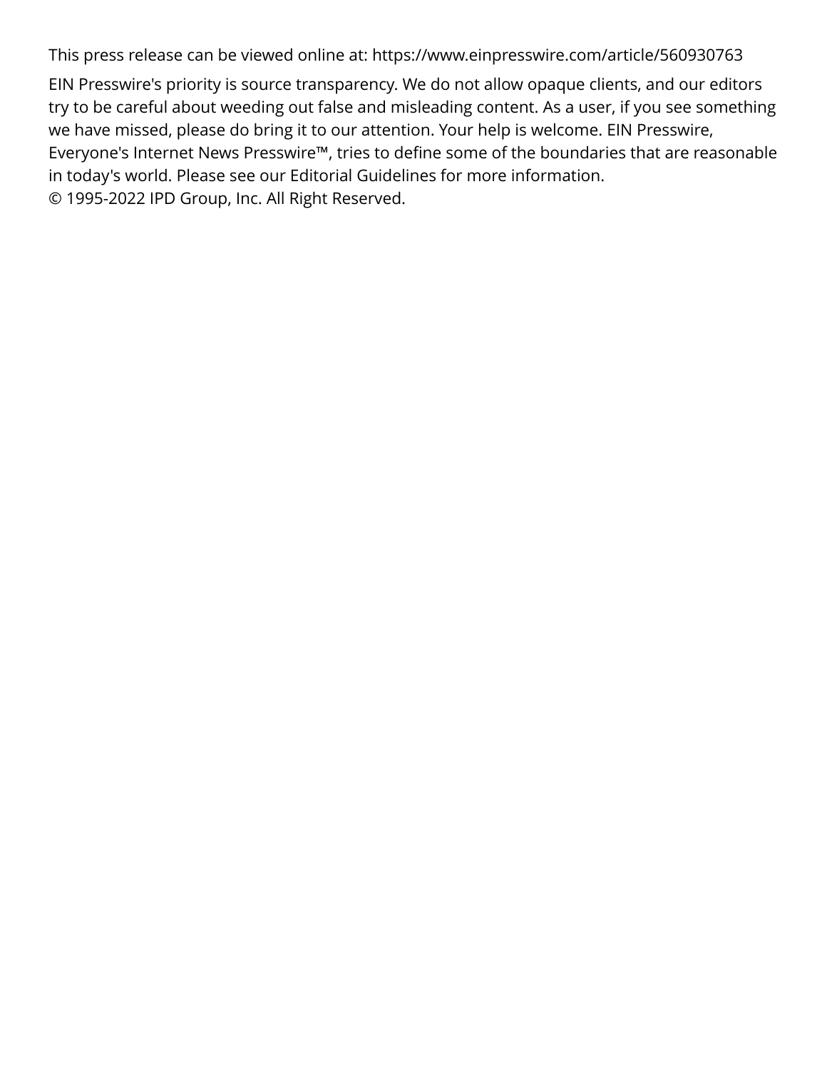This press release can be viewed online at: https://www.einpresswire.com/article/560930763

EIN Presswire's priority is source transparency. We do not allow opaque clients, and our editors try to be careful about weeding out false and misleading content. As a user, if you see something we have missed, please do bring it to our attention. Your help is welcome. EIN Presswire, Everyone's Internet News Presswire™, tries to define some of the boundaries that are reasonable in today's world. Please see our Editorial Guidelines for more information.
© 1995-2022 IPD Group, Inc. All Right Reserved.